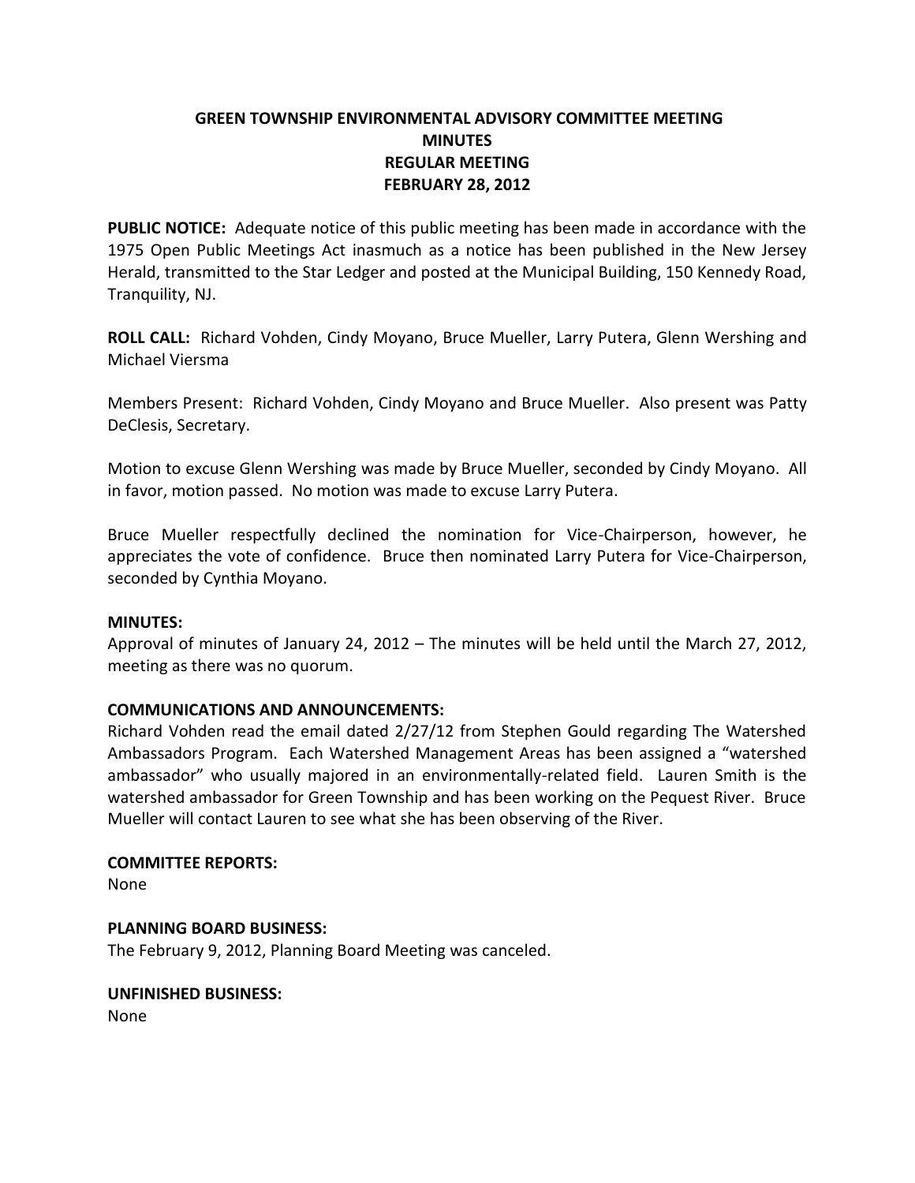# GREEN TOWNSHIP ENVIRONMENTAL ADVISORY COMMITTEE MEETING
## MINUTES
## REGULAR MEETING
## FEBRUARY 28, 2012

**PUBLIC NOTICE:** Adequate notice of this public meeting has been made in accordance with the 1975 Open Public Meetings Act inasmuch as a notice has been published in the New Jersey Herald, transmitted to the Star Ledger and posted at the Municipal Building, 150 Kennedy Road, Tranquility, NJ.

**ROLL CALL:** Richard Vohden, Cindy Moyano, Bruce Mueller, Larry Putera, Glenn Wershing and Michael Viersma

Members Present: Richard Vohden, Cindy Moyano and Bruce Mueller. Also present was Patty DeClesis, Secretary.

Motion to excuse Glenn Wershing was made by Bruce Mueller, seconded by Cindy Moyano. All in favor, motion passed. No motion was made to excuse Larry Putera.

Bruce Mueller respectfully declined the nomination for Vice-Chairperson, however, he appreciates the vote of confidence. Bruce then nominated Larry Putera for Vice-Chairperson, seconded by Cynthia Moyano.

**MINUTES:**
Approval of minutes of January 24, 2012 – The minutes will be held until the March 27, 2012, meeting as there was no quorum.

**COMMUNICATIONS AND ANNOUNCEMENTS:**
Richard Vohden read the email dated 2/27/12 from Stephen Gould regarding The Watershed Ambassadors Program. Each Watershed Management Areas has been assigned a "watershed ambassador" who usually majored in an environmentally-related field. Lauren Smith is the watershed ambassador for Green Township and has been working on the Pequest River. Bruce Mueller will contact Lauren to see what she has been observing of the River.

**COMMITTEE REPORTS:**
None

**PLANNING BOARD BUSINESS:**
The February 9, 2012, Planning Board Meeting was canceled.

**UNFINISHED BUSINESS:**
None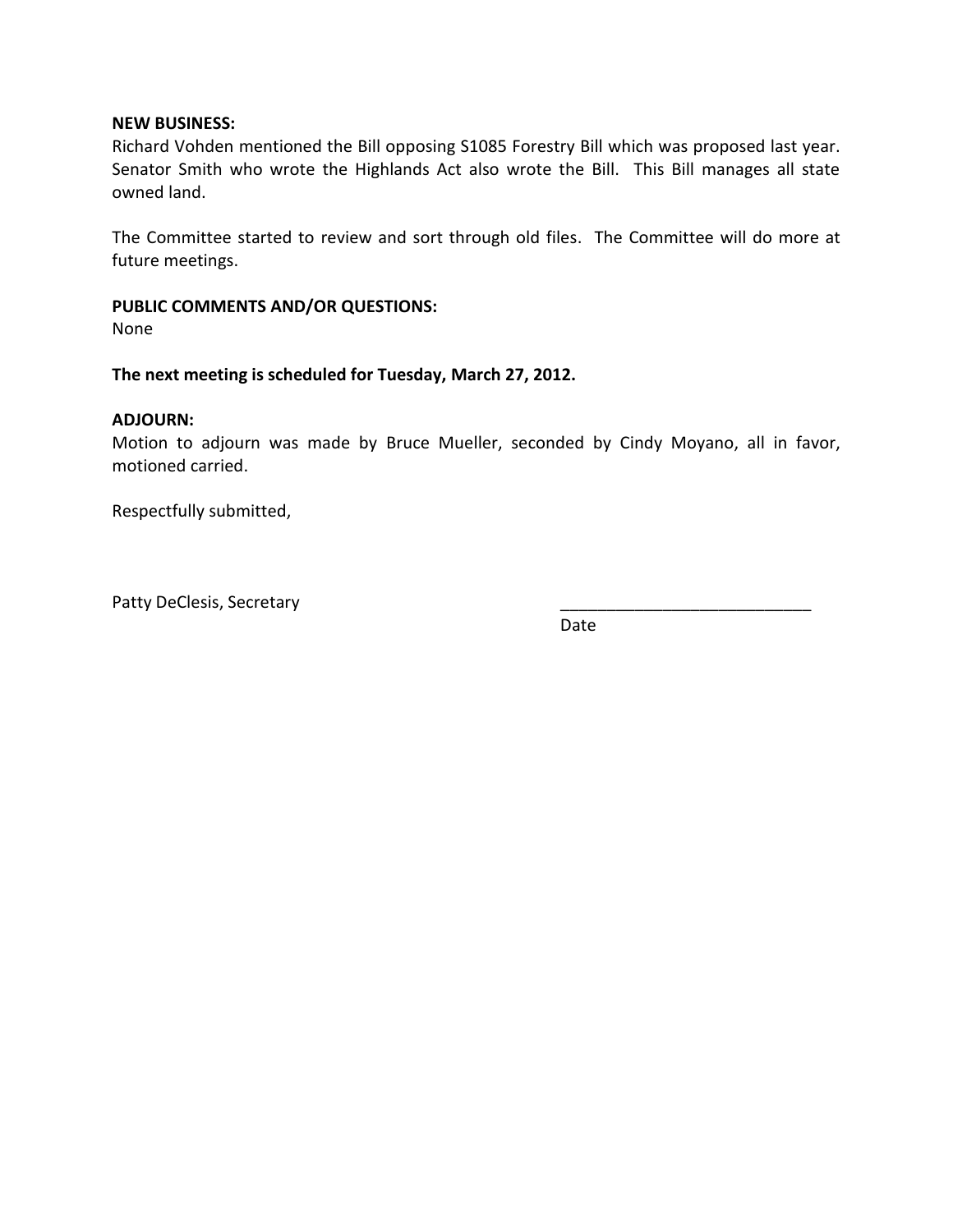**NEW BUSINESS:**
Richard Vohden mentioned the Bill opposing S1085 Forestry Bill which was proposed last year. Senator Smith who wrote the Highlands Act also wrote the Bill. This Bill manages all state owned land.

The Committee started to review and sort through old files. The Committee will do more at future meetings.

**PUBLIC COMMENTS AND/OR QUESTIONS:**
None

**The next meeting is scheduled for Tuesday, March 27, 2012.**

**ADJOURN:**
Motion to adjourn was made by Bruce Mueller, seconded by Cindy Moyano, all in favor, motioned carried.

Respectfully submitted,

Patty DeClesis, Secretary ___________________________
Date